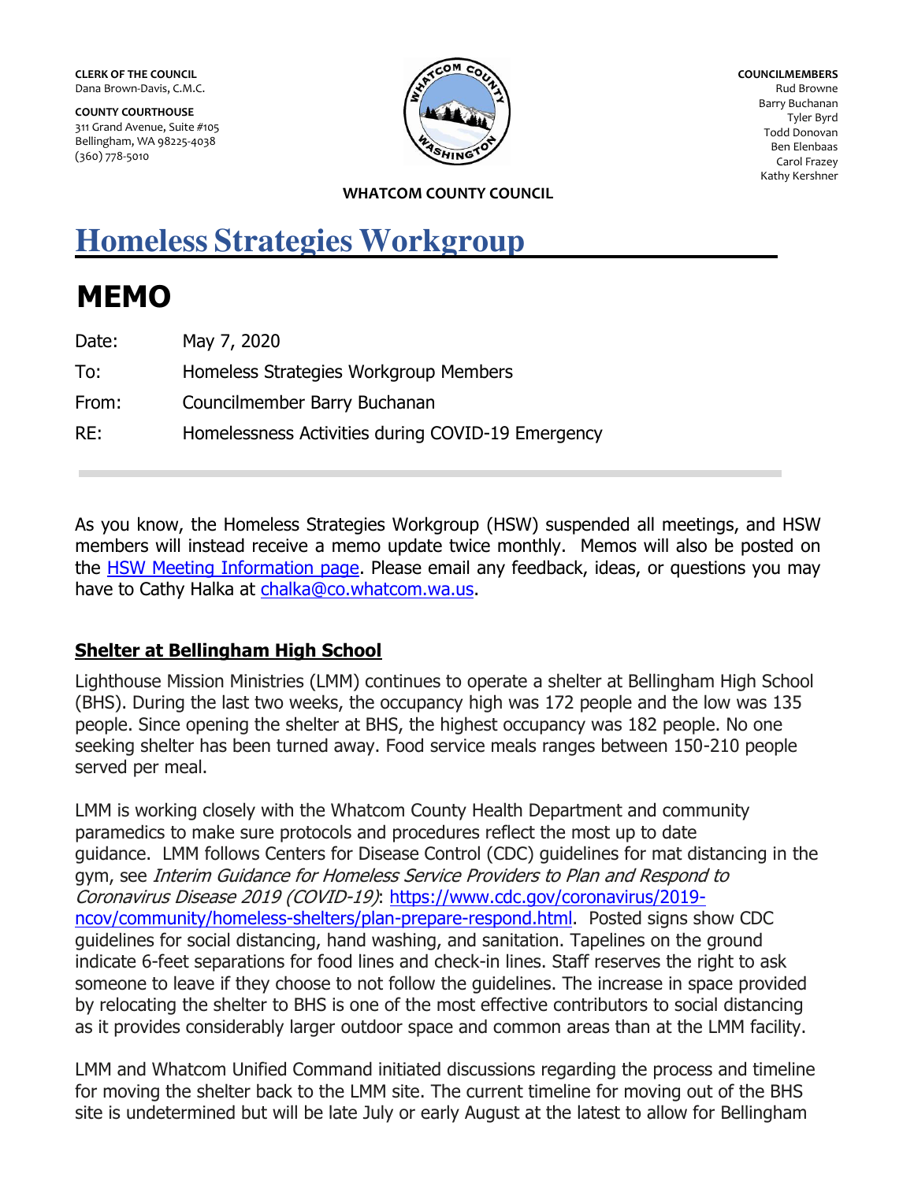**CLERK OF THE COUNCIL**
Dana Brown-Davis, C.M.C.

**COUNTY COURTHOUSE**
311 Grand Avenue, Suite #105
Bellingham, WA 98225-4038
(360) 778-5010

**COUNCILMEMBERS**
Rud Browne
Barry Buchanan
Tyler Byrd
Todd Donovan
Ben Elenbaas
Carol Frazey
Kathy Kershner

**WHATCOM COUNTY COUNCIL**

# Homeless Strategies Workgroup

# MEMO

| | |
|---|---|
| Date: | May 7, 2020 |
| To: | Homeless Strategies Workgroup Members |
| From: | Councilmember Barry Buchanan |
| RE: | Homelessness Activities during COVID-19 Emergency |

As you know, the Homeless Strategies Workgroup (HSW) suspended all meetings, and HSW members will instead receive a memo update twice monthly. Memos will also be posted on the HSW Meeting Information page. Please email any feedback, ideas, or questions you may have to Cathy Halka at chalka@co.whatcom.wa.us.

## Shelter at Bellingham High School

Lighthouse Mission Ministries (LMM) continues to operate a shelter at Bellingham High School (BHS). During the last two weeks, the occupancy high was 172 people and the low was 135 people. Since opening the shelter at BHS, the highest occupancy was 182 people. No one seeking shelter has been turned away. Food service meals ranges between 150-210 people served per meal.

LMM is working closely with the Whatcom County Health Department and community paramedics to make sure protocols and procedures reflect the most up to date guidance. LMM follows Centers for Disease Control (CDC) guidelines for mat distancing in the gym, see *Interim Guidance for Homeless Service Providers to Plan and Respond to Coronavirus Disease 2019 (COVID-19)*: https://www.cdc.gov/coronavirus/2019-ncov/community/homeless-shelters/plan-prepare-respond.html. Posted signs show CDC guidelines for social distancing, hand washing, and sanitation. Tapelines on the ground indicate 6-feet separations for food lines and check-in lines. Staff reserves the right to ask someone to leave if they choose to not follow the guidelines. The increase in space provided by relocating the shelter to BHS is one of the most effective contributors to social distancing as it provides considerably larger outdoor space and common areas than at the LMM facility.

LMM and Whatcom Unified Command initiated discussions regarding the process and timeline for moving the shelter back to the LMM site. The current timeline for moving out of the BHS site is undetermined but will be late July or early August at the latest to allow for Bellingham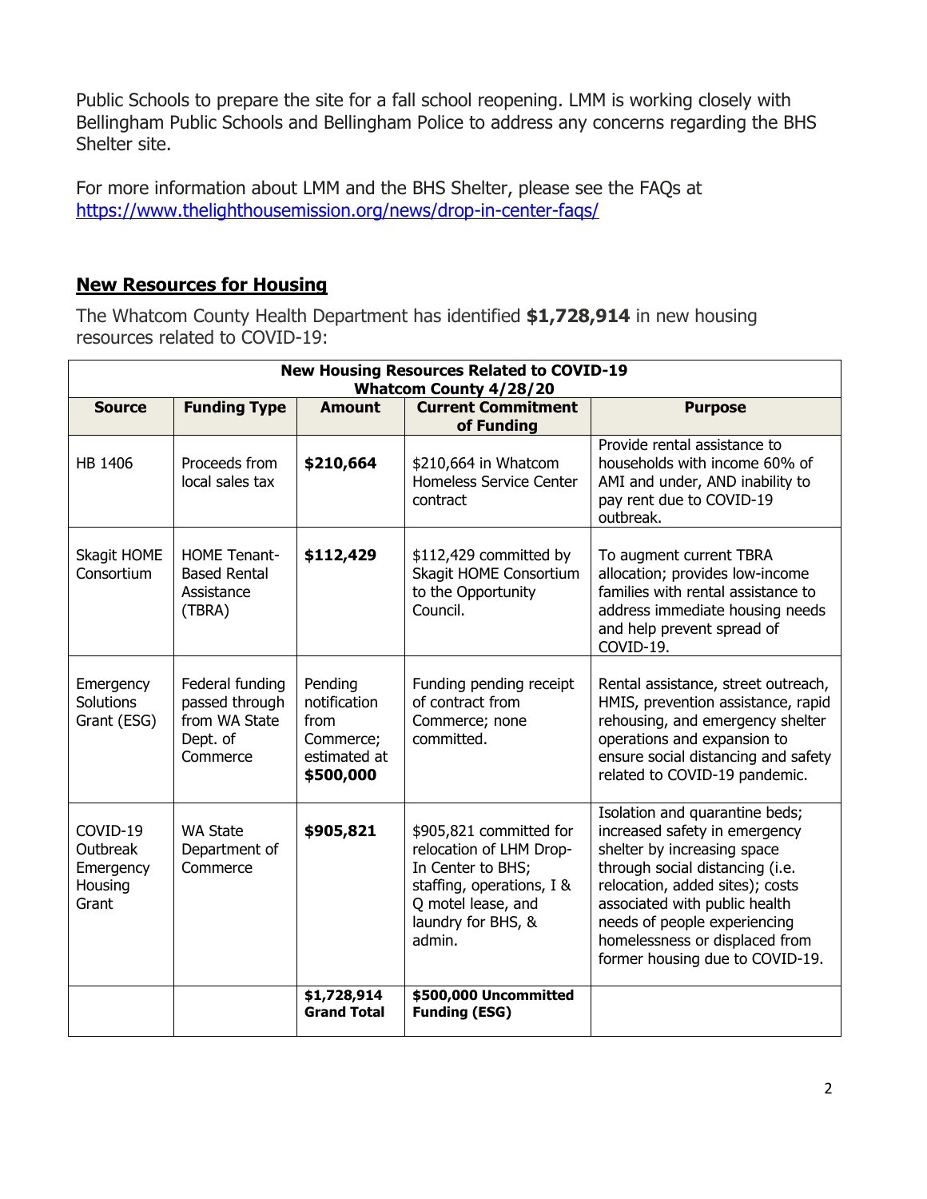Public Schools to prepare the site for a fall school reopening. LMM is working closely with Bellingham Public Schools and Bellingham Police to address any concerns regarding the BHS Shelter site.

For more information about LMM and the BHS Shelter, please see the FAQs at https://www.thelighthousemission.org/news/drop-in-center-faqs/

## New Resources for Housing

The Whatcom County Health Department has identified **$1,728,914** in new housing resources related to COVID-19:

| **New Housing Resources Related to COVID-19 Whatcom County 4/28/20** | | | | |
|---|---|---|---|---|
| **Source** | **Funding Type** | **Amount** | **Current Commitment of Funding** | **Purpose** |
| HB 1406 | Proceeds from local sales tax | **$210,664** | $210,664 in Whatcom Homeless Service Center contract | Provide rental assistance to households with income 60% of AMI and under, AND inability to pay rent due to COVID-19 outbreak. |
| Skagit HOME Consortium | HOME Tenant-Based Rental Assistance (TBRA) | **$112,429** | $112,429 committed by Skagit HOME Consortium to the Opportunity Council. | To augment current TBRA allocation; provides low-income families with rental assistance to address immediate housing needs and help prevent spread of COVID-19. |
| Emergency Solutions Grant (ESG) | Federal funding passed through from WA State Dept. of Commerce | Pending notification from Commerce; estimated at **$500,000** | Funding pending receipt of contract from Commerce; none committed. | Rental assistance, street outreach, HMIS, prevention assistance, rapid rehousing, and emergency shelter operations and expansion to ensure social distancing and safety related to COVID-19 pandemic. |
| COVID-19 Outbreak Emergency Housing Grant | WA State Department of Commerce | **$905,821** | $905,821 committed for relocation of LHM Drop-In Center to BHS; staffing, operations, I & Q motel lease, and laundry for BHS, & admin. | Isolation and quarantine beds; increased safety in emergency shelter by increasing space through social distancing (i.e. relocation, added sites); costs associated with public health needs of people experiencing homelessness or displaced from former housing due to COVID-19. |
| | | **$1,728,914 Grand Total** | **$500,000 Uncommitted Funding (ESG)** | |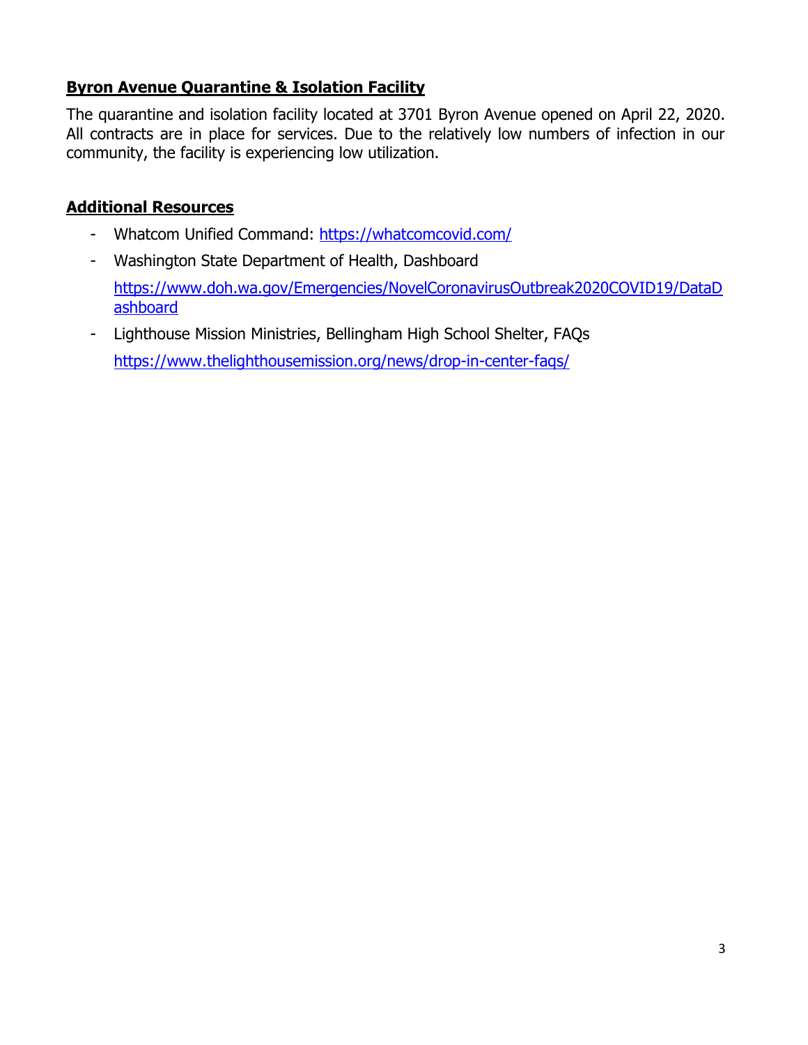## Byron Avenue Quarantine & Isolation Facility

The quarantine and isolation facility located at 3701 Byron Avenue opened on April 22, 2020. All contracts are in place for services. Due to the relatively low numbers of infection in our community, the facility is experiencing low utilization.

## Additional Resources

- Whatcom Unified Command: https://whatcomcovid.com/
- Washington State Department of Health, Dashboard

  https://www.doh.wa.gov/Emergencies/NovelCoronavirusOutbreak2020COVID19/DataDashboard
- Lighthouse Mission Ministries, Bellingham High School Shelter, FAQs

  https://www.thelighthousemission.org/news/drop-in-center-faqs/